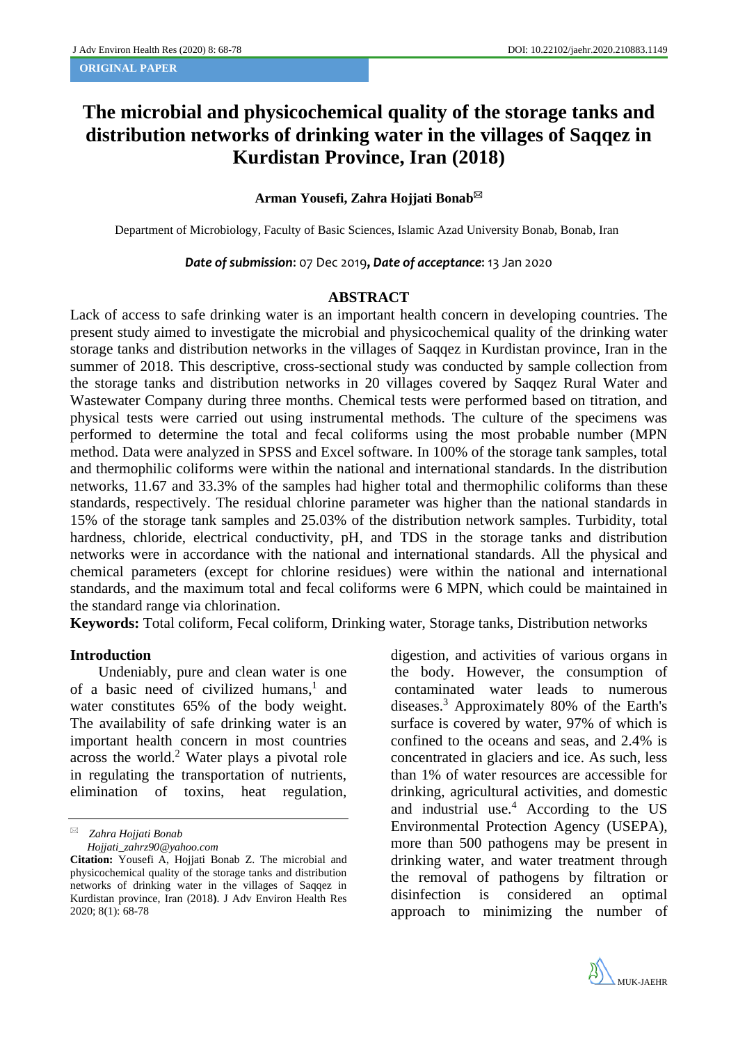ORIGINAL PAPER

# The microbial and physicochemical quality of the storage tanks and distribution networks of drinking water in the villages of Saqqez in Kurdistan Province, Iran (2018)

**Arman Yousefi, Zahra Hojjati Bonab**

Department of Microbiology, Faculty of Basic Sciences, Islamic Azad University Bonab, Bonab, Iran

***Date of submission***: 07 Dec 2019, ***Date of acceptance***: 13 Jan 2020

## ABSTRACT

Lack of access to safe drinking water is an important health concern in developing countries. The present study aimed to investigate the microbial and physicochemical quality of the drinking water storage tanks and distribution networks in the villages of Saqqez in Kurdistan province, Iran in the summer of 2018. This descriptive, cross-sectional study was conducted by sample collection from the storage tanks and distribution networks in 20 villages covered by Saqqez Rural Water and Wastewater Company during three months. Chemical tests were performed based on titration, and physical tests were carried out using instrumental methods. The culture of the specimens was performed to determine the total and fecal coliforms using the most probable number (MPN method. Data were analyzed in SPSS and Excel software. In 100% of the storage tank samples, total and thermophilic coliforms were within the national and international standards. In the distribution networks, 11.67 and 33.3% of the samples had higher total and thermophilic coliforms than these standards, respectively. The residual chlorine parameter was higher than the national standards in 15% of the storage tank samples and 25.03% of the distribution network samples. Turbidity, total hardness, chloride, electrical conductivity, pH, and TDS in the storage tanks and distribution networks were in accordance with the national and international standards. All the physical and chemical parameters (except for chlorine residues) were within the national and international standards, and the maximum total and fecal coliforms were 6 MPN, which could be maintained in the standard range via chlorination.

**Keywords:** Total coliform, Fecal coliform, Drinking water, Storage tanks, Distribution networks

## Introduction

Undeniably, pure and clean water is one of a basic need of civilized humans,[1] and water constitutes 65% of the body weight. The availability of safe drinking water is an important health concern in most countries across the world.[2] Water plays a pivotal role in regulating the transportation of nutrients, elimination of toxins, heat regulation, digestion, and activities of various organs in the body. However, the consumption of contaminated water leads to numerous diseases.[3] Approximately 80% of the Earth's surface is covered by water, 97% of which is confined to the oceans and seas, and 2.4% is concentrated in glaciers and ice. As such, less than 1% of water resources are accessible for drinking, agricultural activities, and domestic and industrial use.[4] According to the US Environmental Protection Agency (USEPA), more than 500 pathogens may be present in drinking water, and water treatment through the removal of pathogens by filtration or disinfection is considered an optimal approach to minimizing the number of

*Zahra Hojjati Bonab*
*Hojjati_zahrz90@yahoo.com*

**Citation:** Yousefi A, Hojjati Bonab Z. The microbial and physicochemical quality of the storage tanks and distribution networks of drinking water in the villages of Saqqez in Kurdistan province, Iran (2018). J Adv Environ Health Res 2020; 8(1): 68-78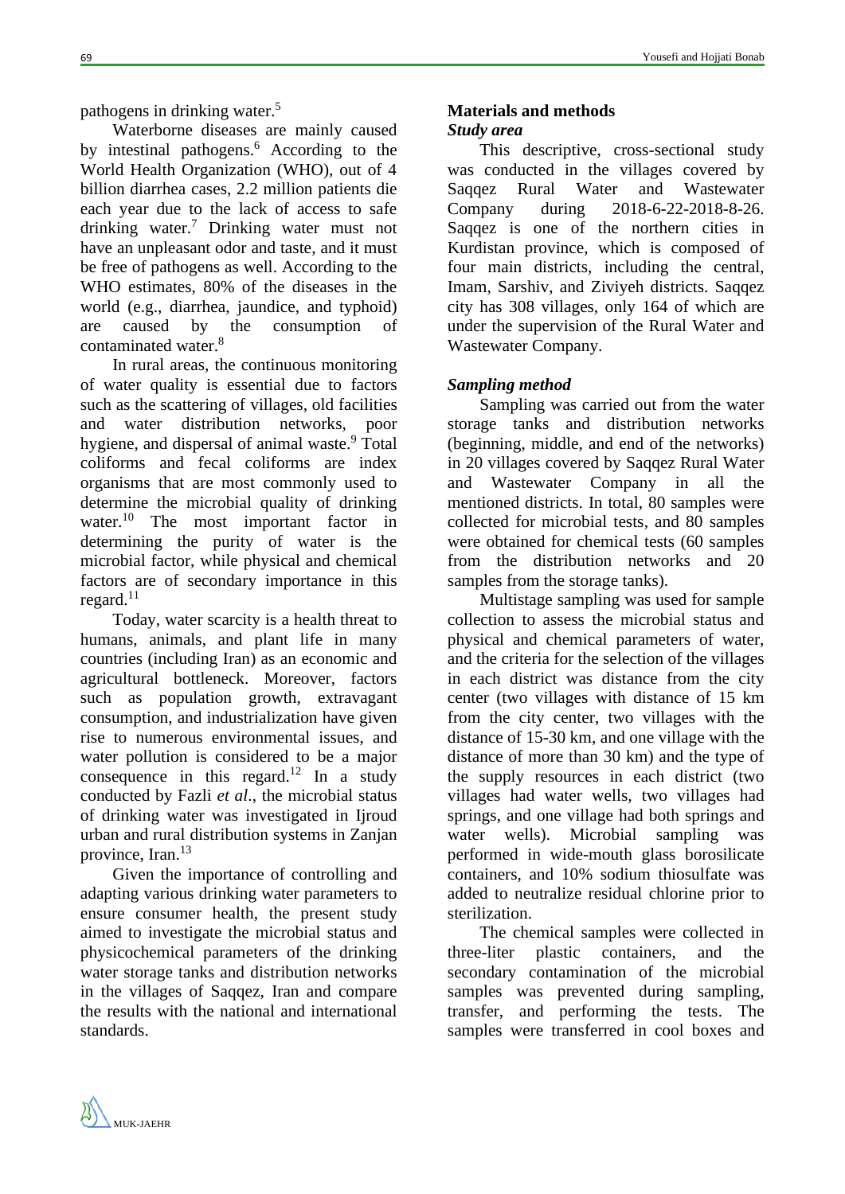pathogens in drinking water.[5]

Waterborne diseases are mainly caused by intestinal pathogens.[6] According to the World Health Organization (WHO), out of 4 billion diarrhea cases, 2.2 million patients die each year due to the lack of access to safe drinking water.[7] Drinking water must not have an unpleasant odor and taste, and it must be free of pathogens as well. According to the WHO estimates, 80% of the diseases in the world (e.g., diarrhea, jaundice, and typhoid) are caused by the consumption of contaminated water.[8]

In rural areas, the continuous monitoring of water quality is essential due to factors such as the scattering of villages, old facilities and water distribution networks, poor hygiene, and dispersal of animal waste.[9] Total coliforms and fecal coliforms are index organisms that are most commonly used to determine the microbial quality of drinking water.[10] The most important factor in determining the purity of water is the microbial factor, while physical and chemical factors are of secondary importance in this regard.[11]

Today, water scarcity is a health threat to humans, animals, and plant life in many countries (including Iran) as an economic and agricultural bottleneck. Moreover, factors such as population growth, extravagant consumption, and industrialization have given rise to numerous environmental issues, and water pollution is considered to be a major consequence in this regard.[12] In a study conducted by Fazli *et al*., the microbial status of drinking water was investigated in Ijroud urban and rural distribution systems in Zanjan province, Iran.[13]

Given the importance of controlling and adapting various drinking water parameters to ensure consumer health, the present study aimed to investigate the microbial status and physicochemical parameters of the drinking water storage tanks and distribution networks in the villages of Saqqez, Iran and compare the results with the national and international standards.

## Materials and methods

### *Study area*

This descriptive, cross-sectional study was conducted in the villages covered by Saqqez Rural Water and Wastewater Company during 2018-6-22-2018-8-26. Saqqez is one of the northern cities in Kurdistan province, which is composed of four main districts, including the central, Imam, Sarshiv, and Ziviyeh districts. Saqqez city has 308 villages, only 164 of which are under the supervision of the Rural Water and Wastewater Company.

### *Sampling method*

Sampling was carried out from the water storage tanks and distribution networks (beginning, middle, and end of the networks) in 20 villages covered by Saqqez Rural Water and Wastewater Company in all the mentioned districts. In total, 80 samples were collected for microbial tests, and 80 samples were obtained for chemical tests (60 samples from the distribution networks and 20 samples from the storage tanks).

Multistage sampling was used for sample collection to assess the microbial status and physical and chemical parameters of water, and the criteria for the selection of the villages in each district was distance from the city center (two villages with distance of 15 km from the city center, two villages with the distance of 15-30 km, and one village with the distance of more than 30 km) and the type of the supply resources in each district (two villages had water wells, two villages had springs, and one village had both springs and water wells). Microbial sampling was performed in wide-mouth glass borosilicate containers, and 10% sodium thiosulfate was added to neutralize residual chlorine prior to sterilization.

The chemical samples were collected in three-liter plastic containers, and the secondary contamination of the microbial samples was prevented during sampling, transfer, and performing the tests. The samples were transferred in cool boxes and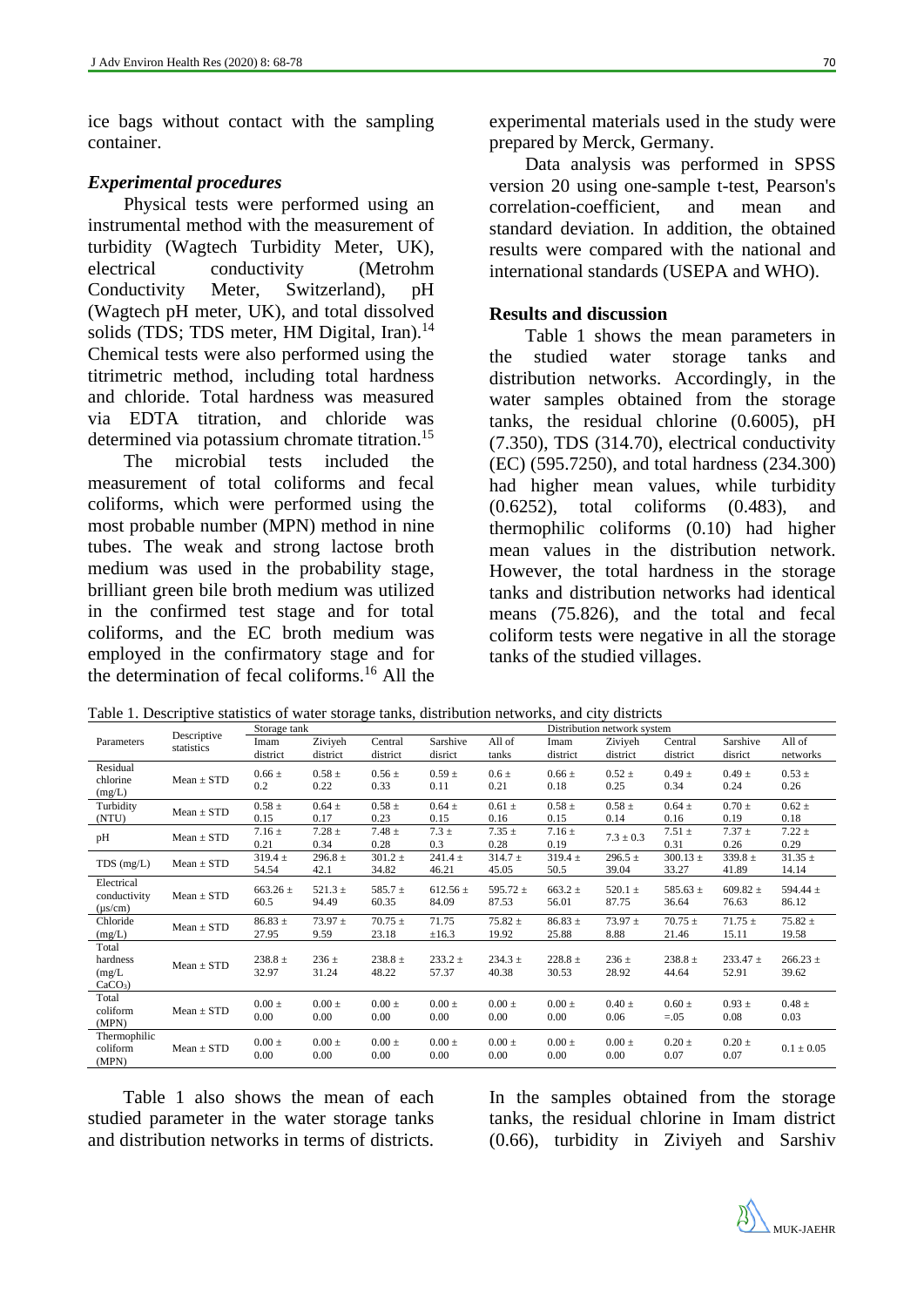ice bags without contact with the sampling container.

### *Experimental procedures*

Physical tests were performed using an instrumental method with the measurement of turbidity (Wagtech Turbidity Meter, UK), electrical conductivity (Metrohm Conductivity Meter, Switzerland), pH (Wagtech pH meter, UK), and total dissolved solids (TDS; TDS meter, HM Digital, Iran).[14] Chemical tests were also performed using the titrimetric method, including total hardness and chloride. Total hardness was measured via EDTA titration, and chloride was determined via potassium chromate titration.[15]

The microbial tests included the measurement of total coliforms and fecal coliforms, which were performed using the most probable number (MPN) method in nine tubes. The weak and strong lactose broth medium was used in the probability stage, brilliant green bile broth medium was utilized in the confirmed test stage and for total coliforms, and the EC broth medium was employed in the confirmatory stage and for the determination of fecal coliforms.[16] All the experimental materials used in the study were prepared by Merck, Germany.

Data analysis was performed in SPSS version 20 using one-sample t-test, Pearson's correlation-coefficient, and mean and standard deviation. In addition, the obtained results were compared with the national and international standards (USEPA and WHO).

### **Results and discussion**

Table 1 shows the mean parameters in the studied water storage tanks and distribution networks. Accordingly, in the water samples obtained from the storage tanks, the residual chlorine (0.6005), pH (7.350), TDS (314.70), electrical conductivity (EC) (595.7250), and total hardness (234.300) had higher mean values, while turbidity (0.6252), total coliforms (0.483), and thermophilic coliforms (0.10) had higher mean values in the distribution network. However, the total hardness in the storage tanks and distribution networks had identical means (75.826), and the total and fecal coliform tests were negative in all the storage tanks of the studied villages.

Table 1. Descriptive statistics of water storage tanks, distribution networks, and city districts

| Parameters | Descriptive statistics | Storage tank | | | | | Distribution network system | | | | |
|---|---|---|---|---|---|---|---|---|---|---|---|
| | | Imam district | Ziviyeh district | Central district | Sarshive disrict | All of tanks | Imam district | Ziviyeh district | Central district | Sarshive disrict | All of networks |
| Residual chlorine (mg/L) | Mean ± STD | 0.66 ± 0.2 | 0.58 ± 0.22 | 0.56 ± 0.33 | 0.59 ± 0.11 | 0.6 ± 0.21 | 0.66 ± 0.18 | 0.52 ± 0.25 | 0.49 ± 0.34 | 0.49 ± 0.24 | 0.53 ± 0.26 |
| Turbidity (NTU) | Mean ± STD | 0.58 ± 0.15 | 0.64 ± 0.17 | 0.58 ± 0.23 | 0.64 ± 0.15 | 0.61 ± 0.16 | 0.58 ± 0.15 | 0.58 ± 0.14 | 0.64 ± 0.16 | 0.70 ± 0.19 | 0.62 ± 0.18 |
| pH | Mean ± STD | 7.16 ± 0.21 | 7.28 ± 0.34 | 7.48 ± 0.28 | 7.3 ± 0.3 | 7.35 ± 0.28 | 7.16 ± 0.19 | 7.3 ± 0.3 | 7.51 ± 0.31 | 7.37 ± 0.26 | 7.22 ± 0.29 |
| TDS (mg/L) | Mean ± STD | 319.4 ± 54.54 | 296.8 ± 42.1 | 301.2 ± 34.82 | 241.4 ± 46.21 | 314.7 ± 45.05 | 319.4 ± 50.5 | 296.5 ± 39.04 | 300.13 ± 33.27 | 339.8 ± 41.89 | 31.35 ± 14.14 |
| Electrical conductivity (μs/cm) | Mean ± STD | 663.26 ± 60.5 | 521.3 ± 94.49 | 585.7 ± 60.35 | 612.56 ± 84.09 | 595.72 ± 87.53 | 663.2 ± 56.01 | 520.1 ± 87.75 | 585.63 ± 36.64 | 609.82 ± 76.63 | 594.44 ± 86.12 |
| Chloride (mg/L) | Mean ± STD | 86.83 ± 27.95 | 73.97 ± 9.59 | 70.75 ± 23.18 | 71.75 ±16.3 | 75.82 ± 19.92 | 86.83 ± 25.88 | 73.97 ± 8.88 | 70.75 ± 21.46 | 71.75 ± 15.11 | 75.82 ± 19.58 |
| Total hardness (mg/L $CaCO_3$) | Mean ± STD | 238.8 ± 32.97 | 236 ± 31.24 | 238.8 ± 48.22 | 233.2 ± 57.37 | 234.3 ± 40.38 | 228.8 ± 30.53 | 236 ± 28.92 | 238.8 ± 44.64 | 233.47 ± 52.91 | 266.23 ± 39.62 |
| Total coliform (MPN) | Mean ± STD | 0.00 ± 0.00 | 0.00 ± 0.00 | 0.00 ± 0.00 | 0.00 ± 0.00 | 0.00 ± 0.00 | 0.00 ± 0.00 | 0.40 ± 0.06 | 0.60 ± =.05 | 0.93 ± 0.08 | 0.48 ± 0.03 |
| Thermophilic coliform (MPN) | Mean ± STD | 0.00 ± 0.00 | 0.00 ± 0.00 | 0.00 ± 0.00 | 0.00 ± 0.00 | 0.00 ± 0.00 | 0.00 ± 0.00 | 0.00 ± 0.00 | 0.20 ± 0.07 | 0.20 ± 0.07 | 0.1 ± 0.05 |

Table 1 also shows the mean of each studied parameter in the water storage tanks and distribution networks in terms of districts. In the samples obtained from the storage tanks, the residual chlorine in Imam district (0.66), turbidity in Ziviyeh and Sarshiv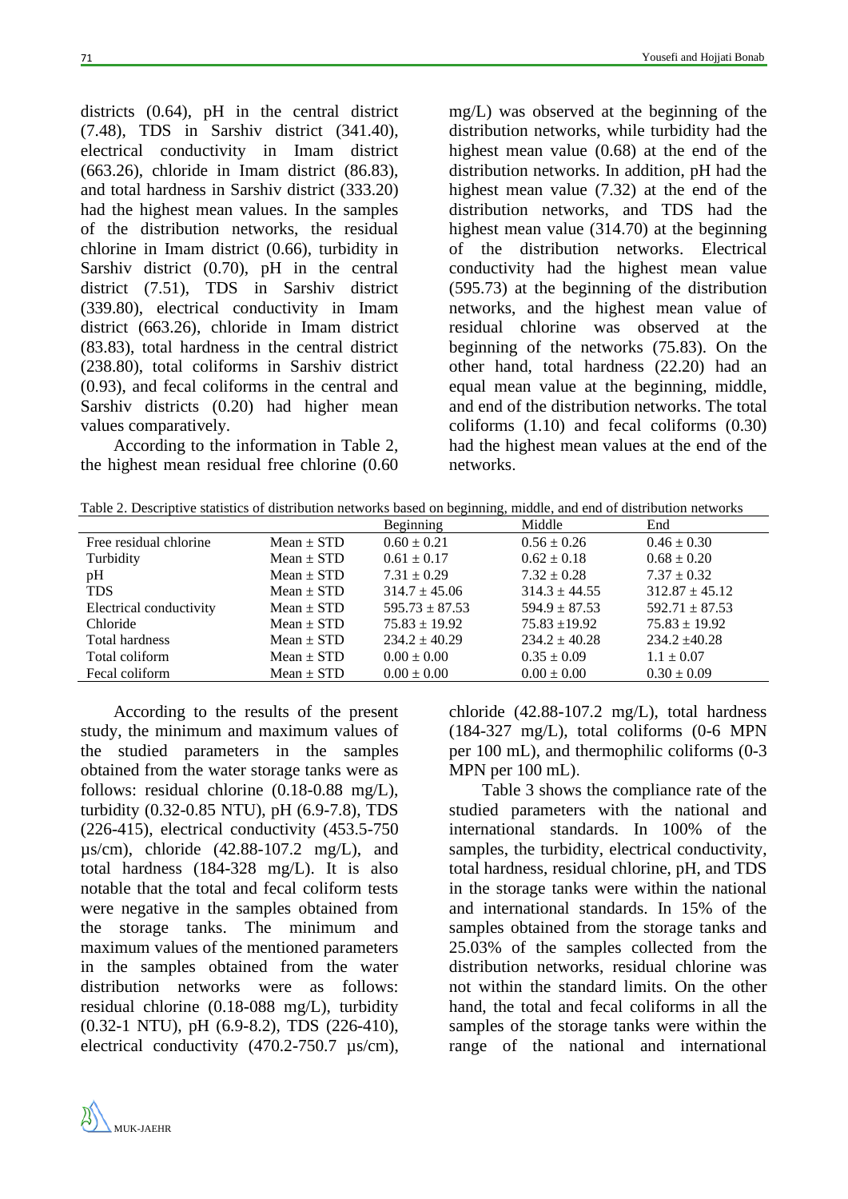districts (0.64), pH in the central district (7.48), TDS in Sarshiv district (341.40), electrical conductivity in Imam district (663.26), chloride in Imam district (86.83), and total hardness in Sarshiv district (333.20) had the highest mean values. In the samples of the distribution networks, the residual chlorine in Imam district (0.66), turbidity in Sarshiv district (0.70), pH in the central district (7.51), TDS in Sarshiv district (339.80), electrical conductivity in Imam district (663.26), chloride in Imam district (83.83), total hardness in the central district (238.80), total coliforms in Sarshiv district (0.93), and fecal coliforms in the central and Sarshiv districts (0.20) had higher mean values comparatively.

According to the information in Table 2, the highest mean residual free chlorine (0.60 mg/L) was observed at the beginning of the distribution networks, while turbidity had the highest mean value (0.68) at the end of the distribution networks. In addition, pH had the highest mean value (7.32) at the end of the distribution networks, and TDS had the highest mean value (314.70) at the beginning of the distribution networks. Electrical conductivity had the highest mean value (595.73) at the beginning of the distribution networks, and the highest mean value of residual chlorine was observed at the beginning of the networks (75.83). On the other hand, total hardness (22.20) had an equal mean value at the beginning, middle, and end of the distribution networks. The total coliforms (1.10) and fecal coliforms (0.30) had the highest mean values at the end of the networks.

Table 2. Descriptive statistics of distribution networks based on beginning, middle, and end of distribution networks

| | | Beginning | Middle | End |
|---|---|---|---|---|
| Free residual chlorine | Mean ± STD | 0.60 ± 0.21 | 0.56 ± 0.26 | 0.46 ± 0.30 |
| Turbidity | Mean ± STD | 0.61 ± 0.17 | 0.62 ± 0.18 | 0.68 ± 0.20 |
| pH | Mean ± STD | 7.31 ± 0.29 | 7.32 ± 0.28 | 7.37 ± 0.32 |
| TDS | Mean ± STD | 314.7 ± 45.06 | 314.3 ± 44.55 | 312.87 ± 45.12 |
| Electrical conductivity | Mean ± STD | 595.73 ± 87.53 | 594.9 ± 87.53 | 592.71 ± 87.53 |
| Chloride | Mean ± STD | 75.83 ± 19.92 | 75.83 ±19.92 | 75.83 ± 19.92 |
| Total hardness | Mean ± STD | 234.2 ± 40.29 | 234.2 ± 40.28 | 234.2 ±40.28 |
| Total coliform | Mean ± STD | 0.00 ± 0.00 | 0.35 ± 0.09 | 1.1 ± 0.07 |
| Fecal coliform | Mean ± STD | 0.00 ± 0.00 | 0.00 ± 0.00 | 0.30 ± 0.09 |

According to the results of the present study, the minimum and maximum values of the studied parameters in the samples obtained from the water storage tanks were as follows: residual chlorine (0.18-0.88 mg/L), turbidity (0.32-0.85 NTU), pH (6.9-7.8), TDS (226-415), electrical conductivity (453.5-750 µs/cm), chloride (42.88-107.2 mg/L), and total hardness (184-328 mg/L). It is also notable that the total and fecal coliform tests were negative in the samples obtained from the storage tanks. The minimum and maximum values of the mentioned parameters in the samples obtained from the water distribution networks were as follows: residual chlorine (0.18-088 mg/L), turbidity (0.32-1 NTU), pH (6.9-8.2), TDS (226-410), electrical conductivity (470.2-750.7 µs/cm), chloride (42.88-107.2 mg/L), total hardness (184-327 mg/L), total coliforms (0-6 MPN per 100 mL), and thermophilic coliforms (0-3 MPN per 100 mL).

Table 3 shows the compliance rate of the studied parameters with the national and international standards. In 100% of the samples, the turbidity, electrical conductivity, total hardness, residual chlorine, pH, and TDS in the storage tanks were within the national and international standards. In 15% of the samples obtained from the storage tanks and 25.03% of the samples collected from the distribution networks, residual chlorine was not within the standard limits. On the other hand, the total and fecal coliforms in all the samples of the storage tanks were within the range of the national and international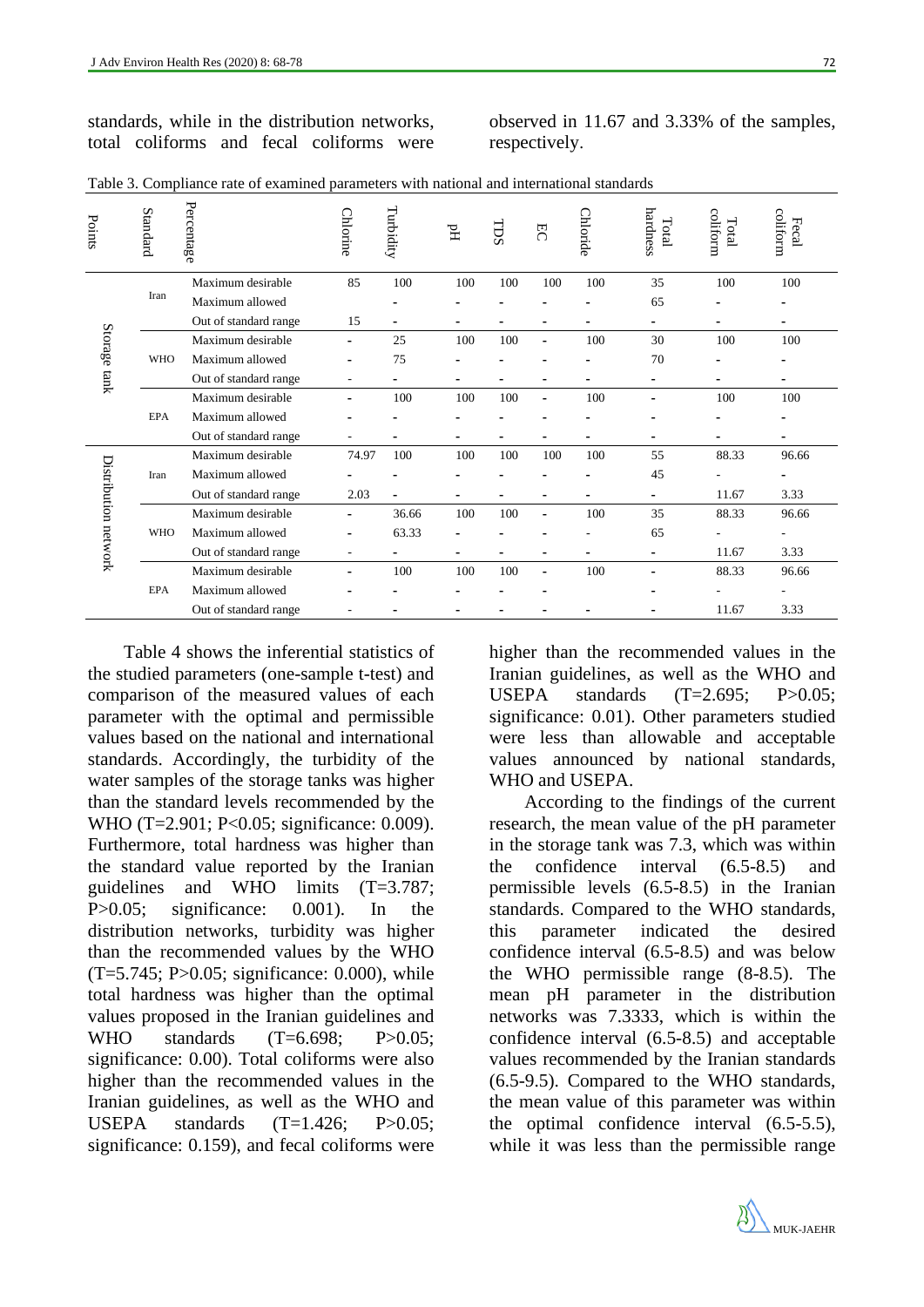standards, while in the distribution networks, total coliforms and fecal coliforms were observed in 11.67 and 3.33% of the samples, respectively.

Table 3. Compliance rate of examined parameters with national and international standards

| Points | Standard | Percentage | Chlorine | Turbidity | pH | TDS | EC | Chloride | Total hardness | Total coliform | Fecal coliform |
|---|---|---|---|---|---|---|---|---|---|---|---|
| Storage tank | Iran | Maximum desirable | 85 | 100 | 100 | 100 | 100 | 100 | 35 | 100 | 100 |
| | | Maximum allowed | | - | - | - | - | - | 65 | - | - |
| | | Out of standard range | 15 | - | - | - | - | - | - | - | - |
| | WHO | Maximum desirable | - | 25 | 100 | 100 | - | 100 | 30 | 100 | 100 |
| | | Maximum allowed | - | 75 | - | - | - | - | 70 | - | - |
| | | Out of standard range | - | - | - | - | - | - | - | - | - |
| | EPA | Maximum desirable | - | 100 | 100 | 100 | - | 100 | - | 100 | 100 |
| | | Maximum allowed | - | - | - | - | - | - | - | - | - |
| | | Out of standard range | - | - | - | - | - | - | - | - | - |
| Distribution network | Iran | Maximum desirable | 74.97 | 100 | 100 | 100 | 100 | 100 | 55 | 88.33 | 96.66 |
| | | Maximum allowed | - | - | - | - | - | - | 45 | - | - |
| | | Out of standard range | 2.03 | - | - | - | - | - | - | 11.67 | 3.33 |
| | WHO | Maximum desirable | - | 36.66 | 100 | 100 | - | 100 | 35 | 88.33 | 96.66 |
| | | Maximum allowed | - | 63.33 | - | - | - | - | 65 | - | - |
| | | Out of standard range | - | - | - | - | - | - | - | 11.67 | 3.33 |
| | EPA | Maximum desirable | - | 100 | 100 | 100 | - | 100 | - | 88.33 | 96.66 |
| | | Maximum allowed | - | - | - | - | - | | - | - | - |
| | | Out of standard range | - | - | - | - | - | - | - | 11.67 | 3.33 |

Table 4 shows the inferential statistics of the studied parameters (one-sample t-test) and comparison of the measured values of each parameter with the optimal and permissible values based on the national and international standards. Accordingly, the turbidity of the water samples of the storage tanks was higher than the standard levels recommended by the WHO (T=2.901; P<0.05; significance: 0.009). Furthermore, total hardness was higher than the standard value reported by the Iranian guidelines and WHO limits (T=3.787; P>0.05; significance: 0.001). In the distribution networks, turbidity was higher than the recommended values by the WHO (T=5.745; P>0.05; significance: 0.000), while total hardness was higher than the optimal values proposed in the Iranian guidelines and WHO standards (T=6.698; P>0.05; significance: 0.00). Total coliforms were also higher than the recommended values in the Iranian guidelines, as well as the WHO and USEPA standards (T=1.426; P>0.05; significance: 0.159), and fecal coliforms were higher than the recommended values in the Iranian guidelines, as well as the WHO and USEPA standards (T=2.695; P>0.05; significance: 0.01). Other parameters studied were less than allowable and acceptable values announced by national standards, WHO and USEPA.

According to the findings of the current research, the mean value of the pH parameter in the storage tank was 7.3, which was within the confidence interval (6.5-8.5) and permissible levels (6.5-8.5) in the Iranian standards. Compared to the WHO standards, this parameter indicated the desired confidence interval (6.5-8.5) and was below the WHO permissible range (8-8.5). The mean pH parameter in the distribution networks was 7.3333, which is within the confidence interval (6.5-8.5) and acceptable values recommended by the Iranian standards (6.5-9.5). Compared to the WHO standards, the mean value of this parameter was within the optimal confidence interval (6.5-5.5), while it was less than the permissible range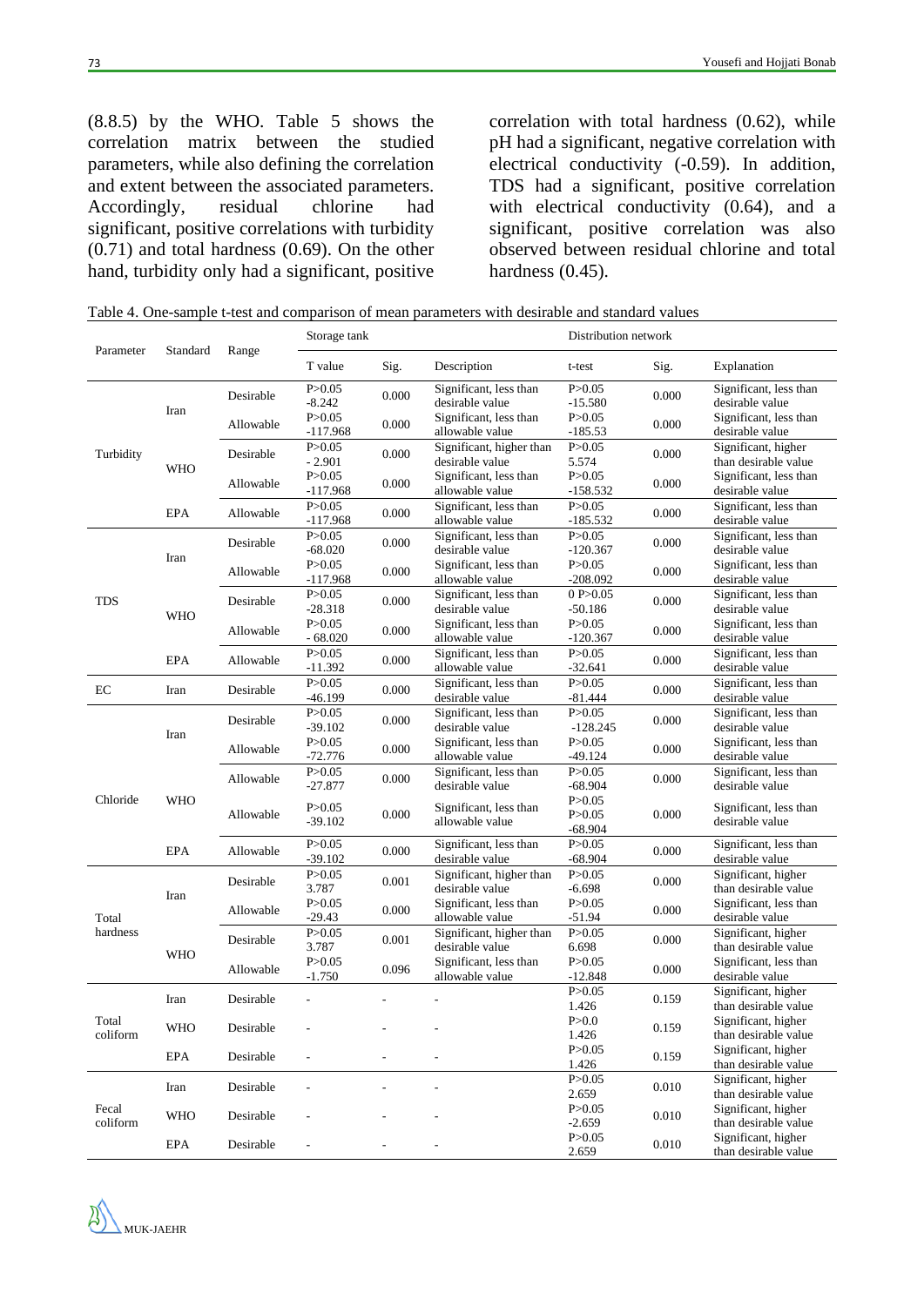(8.8.5) by the WHO. Table 5 shows the correlation matrix between the studied parameters, while also defining the correlation and extent between the associated parameters. Accordingly, residual chlorine had significant, positive correlations with turbidity (0.71) and total hardness (0.69). On the other hand, turbidity only had a significant, positive correlation with total hardness (0.62), while pH had a significant, negative correlation with electrical conductivity (-0.59). In addition, TDS had a significant, positive correlation with electrical conductivity (0.64), and a significant, positive correlation was also observed between residual chlorine and total hardness (0.45).

Table 4. One-sample t-test and comparison of mean parameters with desirable and standard values

| Parameter | Standard | Range | Storage tank | | | Distribution network | | |
|---|---|---|---|---|---|---|---|---|
| | | | T value | Sig. | Description | t-test | Sig. | Explanation |
| Turbidity | Iran | Desirable | P>0.05 -8.242 | 0.000 | Significant, less than desirable value | P>0.05 -15.580 | 0.000 | Significant, less than desirable value |
| | | Allowable | P>0.05 -117.968 | 0.000 | Significant, less than allowable value | P>0.05 -185.53 | 0.000 | Significant, less than desirable value |
| | WHO | Desirable | P>0.05 - 2.901 | 0.000 | Significant, higher than desirable value | P>0.05 5.574 | 0.000 | Significant, higher than desirable value |
| | | Allowable | P>0.05 -117.968 | 0.000 | Significant, less than allowable value | P>0.05 -158.532 | 0.000 | Significant, less than desirable value |
| | EPA | Allowable | P>0.05 -117.968 | 0.000 | Significant, less than allowable value | P>0.05 -185.532 | 0.000 | Significant, less than desirable value |
| TDS | Iran | Desirable | P>0.05 -68.020 | 0.000 | Significant, less than desirable value | P>0.05 -120.367 | 0.000 | Significant, less than desirable value |
| | | Allowable | P>0.05 -117.968 | 0.000 | Significant, less than allowable value | P>0.05 -208.092 | 0.000 | Significant, less than desirable value |
| | WHO | Desirable | P>0.05 -28.318 | 0.000 | Significant, less than desirable value | 0 P>0.05 -50.186 | 0.000 | Significant, less than desirable value |
| | | Allowable | P>0.05 - 68.020 | 0.000 | Significant, less than allowable value | P>0.05 -120.367 | 0.000 | Significant, less than desirable value |
| | EPA | Allowable | P>0.05 -11.392 | 0.000 | Significant, less than allowable value | P>0.05 -32.641 | 0.000 | Significant, less than desirable value |
| EC | Iran | Desirable | P>0.05 -46.199 | 0.000 | Significant, less than desirable value | P>0.05 -81.444 | 0.000 | Significant, less than desirable value |
| Chloride | Iran | Desirable | P>0.05 -39.102 | 0.000 | Significant, less than desirable value | P>0.05 -128.245 | 0.000 | Significant, less than desirable value |
| | | Allowable | P>0.05 -72.776 | 0.000 | Significant, less than allowable value | P>0.05 -49.124 | 0.000 | Significant, less than desirable value |
| | WHO | Allowable | P>0.05 -27.877 | 0.000 | Significant, less than desirable value | P>0.05 -68.904 | 0.000 | Significant, less than desirable value |
| | | Allowable | P>0.05 -39.102 | 0.000 | Significant, less than allowable value | P>0.05 P>0.05 -68.904 | 0.000 | Significant, less than desirable value |
| | EPA | Allowable | P>0.05 -39.102 | 0.000 | Significant, less than desirable value | P>0.05 -68.904 | 0.000 | Significant, less than desirable value |
| Total hardness | Iran | Desirable | P>0.05 3.787 | 0.001 | Significant, higher than desirable value | P>0.05 -6.698 | 0.000 | Significant, higher than desirable value |
| | | Allowable | P>0.05 -29.43 | 0.000 | Significant, less than allowable value | P>0.05 -51.94 | 0.000 | Significant, less than desirable value |
| | WHO | Desirable | P>0.05 3.787 | 0.001 | Significant, higher than desirable value | P>0.05 6.698 | 0.000 | Significant, higher than desirable value |
| | | Allowable | P>0.05 -1.750 | 0.096 | Significant, less than allowable value | P>0.05 -12.848 | 0.000 | Significant, less than desirable value |
| Total coliform | Iran | Desirable | - | - | - | P>0.05 1.426 | 0.159 | Significant, higher than desirable value |
| | WHO | Desirable | - | - | - | P>0.0 1.426 | 0.159 | Significant, higher than desirable value |
| | EPA | Desirable | - | - | - | P>0.05 1.426 | 0.159 | Significant, higher than desirable value |
| Fecal coliform | Iran | Desirable | - | - | - | P>0.05 2.659 | 0.010 | Significant, higher than desirable value |
| | WHO | Desirable | - | - | - | P>0.05 -2.659 | 0.010 | Significant, higher than desirable value |
| | EPA | Desirable | - | - | - | P>0.05 2.659 | 0.010 | Significant, higher than desirable value |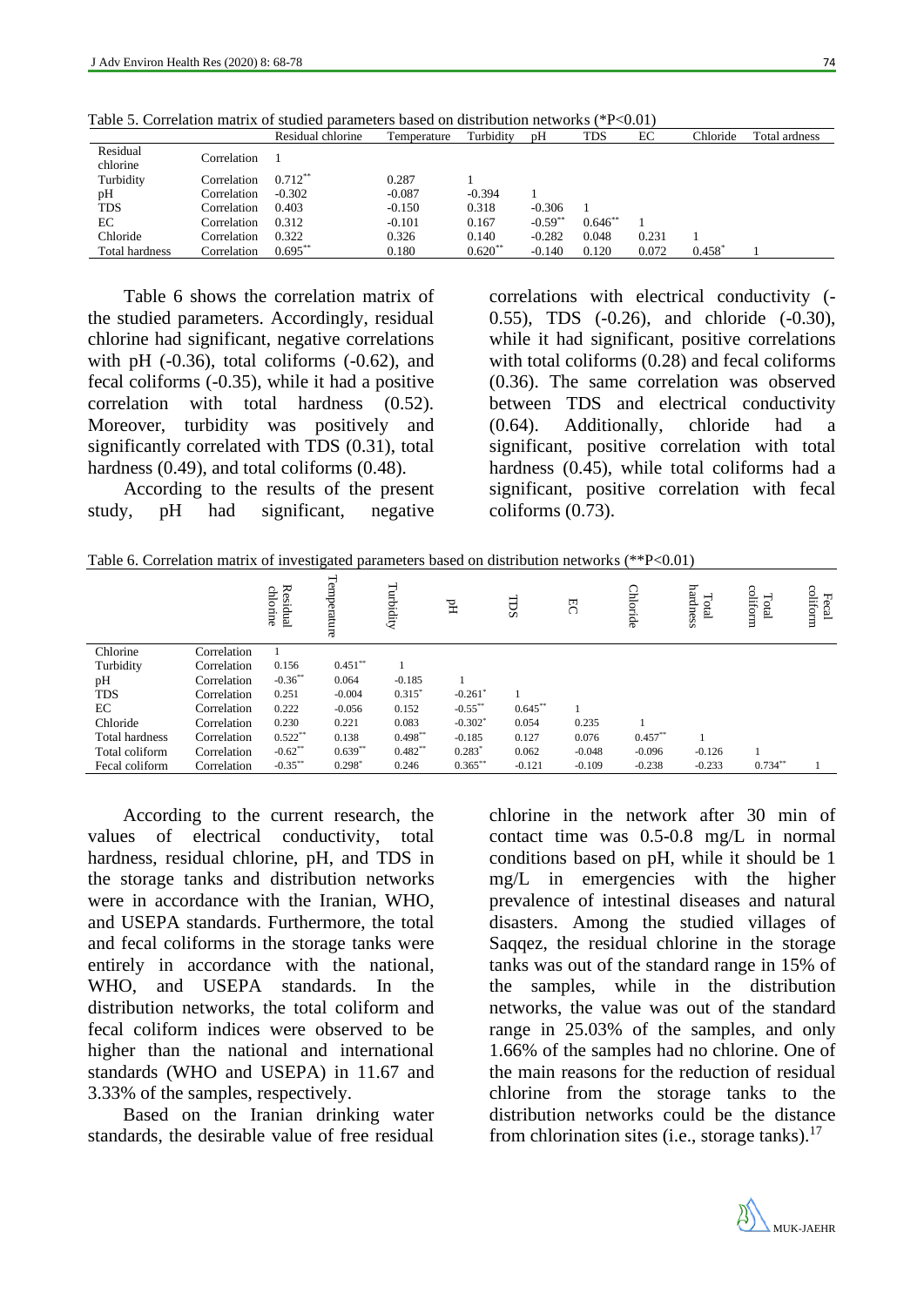Table 5. Correlation matrix of studied parameters based on distribution networks (*P<0.01)

| | | Residual chlorine | Temperature | Turbidity | pH | TDS | EC | Chloride | Total ardness |
|---|---|---|---|---|---|---|---|---|---|
| Residual chlorine | Correlation | 1 | | | | | | | |
| Turbidity | Correlation | 0.712** | 0.287 | 1 | | | | | |
| pH | Correlation | -0.302 | -0.087 | -0.394 | 1 | | | | |
| TDS | Correlation | 0.403 | -0.150 | 0.318 | -0.306 | 1 | | | |
| EC | Correlation | 0.312 | -0.101 | 0.167 | -0.59** | 0.646** | 1 | | |
| Chloride | Correlation | 0.322 | 0.326 | 0.140 | -0.282 | 0.048 | 0.231 | 1 | |
| Total hardness | Correlation | 0.695** | 0.180 | 0.620** | -0.140 | 0.120 | 0.072 | 0.458* | 1 |

Table 6 shows the correlation matrix of the studied parameters. Accordingly, residual chlorine had significant, negative correlations with pH (-0.36), total coliforms (-0.62), and fecal coliforms (-0.35), while it had a positive correlation with total hardness (0.52). Moreover, turbidity was positively and significantly correlated with TDS (0.31), total hardness (0.49), and total coliforms (0.48).

According to the results of the present study, pH had significant, negative correlations with electrical conductivity (-0.55), TDS (-0.26), and chloride (-0.30), while it had significant, positive correlations with total coliforms (0.28) and fecal coliforms (0.36). The same correlation was observed between TDS and electrical conductivity (0.64). Additionally, chloride had a significant, positive correlation with total hardness (0.45), while total coliforms had a significant, positive correlation with fecal coliforms (0.73).

Table 6. Correlation matrix of investigated parameters based on distribution networks (**P<0.01)

| | | Residual chlorine | Temperature | Turbidity | pH | TDS | EC | Chloride | Total hardness | Total coliform | Fecal coliform |
|---|---|---|---|---|---|---|---|---|---|---|---|
| Chlorine | Correlation | 1 | | | | | | | | | |
| Turbidity | Correlation | 0.156 | 0.451** | 1 | | | | | | | |
| pH | Correlation | -0.36** | 0.064 | -0.185 | 1 | | | | | | |
| TDS | Correlation | 0.251 | -0.004 | 0.315* | -0.261* | 1 | | | | | |
| EC | Correlation | 0.222 | -0.056 | 0.152 | -0.55** | 0.645** | 1 | | | | |
| Chloride | Correlation | 0.230 | 0.221 | 0.083 | -0.302* | 0.054 | 0.235 | 1 | | | |
| Total hardness | Correlation | 0.522** | 0.138 | 0.498** | -0.185 | 0.127 | 0.076 | 0.457** | 1 | | |
| Total coliform | Correlation | -0.62** | 0.639** | 0.482** | 0.283* | 0.062 | -0.048 | -0.096 | -0.126 | 1 | |
| Fecal coliform | Correlation | -0.35** | 0.298* | 0.246 | 0.365** | -0.121 | -0.109 | -0.238 | -0.233 | 0.734** | 1 |

According to the current research, the values of electrical conductivity, total hardness, residual chlorine, pH, and TDS in the storage tanks and distribution networks were in accordance with the Iranian, WHO, and USEPA standards. Furthermore, the total and fecal coliforms in the storage tanks were entirely in accordance with the national, WHO, and USEPA standards. In the distribution networks, the total coliform and fecal coliform indices were observed to be higher than the national and international standards (WHO and USEPA) in 11.67 and 3.33% of the samples, respectively.

Based on the Iranian drinking water standards, the desirable value of free residual chlorine in the network after 30 min of contact time was 0.5-0.8 mg/L in normal conditions based on pH, while it should be 1 mg/L in emergencies with the higher prevalence of intestinal diseases and natural disasters. Among the studied villages of Saqqez, the residual chlorine in the storage tanks was out of the standard range in 15% of the samples, while in the distribution networks, the value was out of the standard range in 25.03% of the samples, and only 1.66% of the samples had no chlorine. One of the main reasons for the reduction of residual chlorine from the storage tanks to the distribution networks could be the distance from chlorination sites (i.e., storage tanks).[17]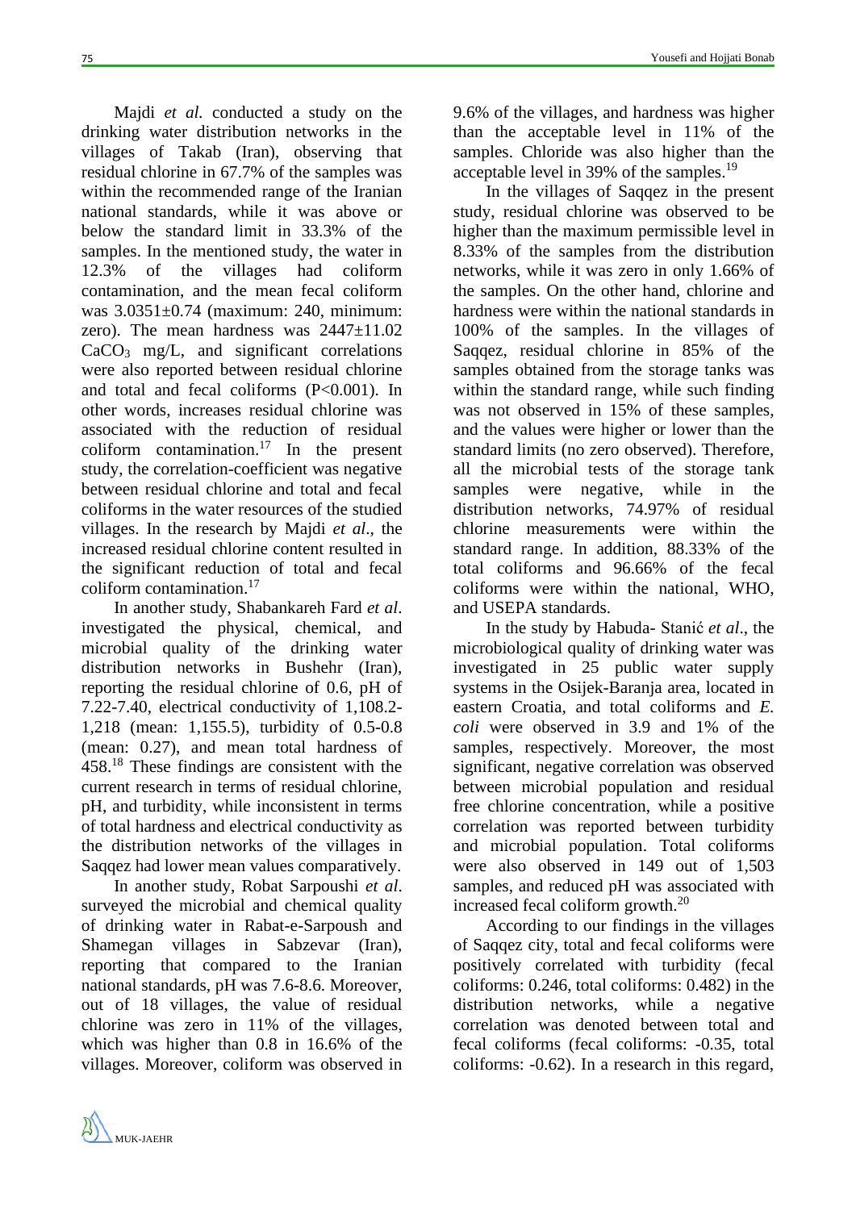Majdi *et al.* conducted a study on the drinking water distribution networks in the villages of Takab (Iran), observing that residual chlorine in 67.7% of the samples was within the recommended range of the Iranian national standards, while it was above or below the standard limit in 33.3% of the samples. In the mentioned study, the water in 12.3% of the villages had coliform contamination, and the mean fecal coliform was 3.0351±0.74 (maximum: 240, minimum: zero). The mean hardness was 2447±11.02 $CaCO_3$ mg/L, and significant correlations were also reported between residual chlorine and total and fecal coliforms ($P<0.001$). In other words, increases residual chlorine was associated with the reduction of residual coliform contamination.[17] In the present study, the correlation-coefficient was negative between residual chlorine and total and fecal coliforms in the water resources of the studied villages. In the research by Majdi *et al*., the increased residual chlorine content resulted in the significant reduction of total and fecal coliform contamination.[17]

In another study, Shabankareh Fard *et al*. investigated the physical, chemical, and microbial quality of the drinking water distribution networks in Bushehr (Iran), reporting the residual chlorine of 0.6, pH of 7.22-7.40, electrical conductivity of 1,108.2-1,218 (mean: 1,155.5), turbidity of 0.5-0.8 (mean: 0.27), and mean total hardness of 458.[18] These findings are consistent with the current research in terms of residual chlorine, pH, and turbidity, while inconsistent in terms of total hardness and electrical conductivity as the distribution networks of the villages in Saqqez had lower mean values comparatively.

In another study, Robat Sarpoushi *et al*. surveyed the microbial and chemical quality of drinking water in Rabat-e-Sarpoush and Shamegan villages in Sabzevar (Iran), reporting that compared to the Iranian national standards, pH was 7.6-8.6. Moreover, out of 18 villages, the value of residual chlorine was zero in 11% of the villages, which was higher than 0.8 in 16.6% of the villages. Moreover, coliform was observed in 9.6% of the villages, and hardness was higher than the acceptable level in 11% of the samples. Chloride was also higher than the acceptable level in 39% of the samples.[19]

In the villages of Saqqez in the present study, residual chlorine was observed to be higher than the maximum permissible level in 8.33% of the samples from the distribution networks, while it was zero in only 1.66% of the samples. On the other hand, chlorine and hardness were within the national standards in 100% of the samples. In the villages of Saqqez, residual chlorine in 85% of the samples obtained from the storage tanks was within the standard range, while such finding was not observed in 15% of these samples, and the values were higher or lower than the standard limits (no zero observed). Therefore, all the microbial tests of the storage tank samples were negative, while in the distribution networks, 74.97% of residual chlorine measurements were within the standard range. In addition, 88.33% of the total coliforms and 96.66% of the fecal coliforms were within the national, WHO, and USEPA standards.

In the study by Habuda- Stanić *et al*., the microbiological quality of drinking water was investigated in 25 public water supply systems in the Osijek-Baranja area, located in eastern Croatia, and total coliforms and *E. coli* were observed in 3.9 and 1% of the samples, respectively. Moreover, the most significant, negative correlation was observed between microbial population and residual free chlorine concentration, while a positive correlation was reported between turbidity and microbial population. Total coliforms were also observed in 149 out of 1,503 samples, and reduced pH was associated with increased fecal coliform growth.[20]

According to our findings in the villages of Saqqez city, total and fecal coliforms were positively correlated with turbidity (fecal coliforms: 0.246, total coliforms: 0.482) in the distribution networks, while a negative correlation was denoted between total and fecal coliforms (fecal coliforms: -0.35, total coliforms: -0.62). In a research in this regard,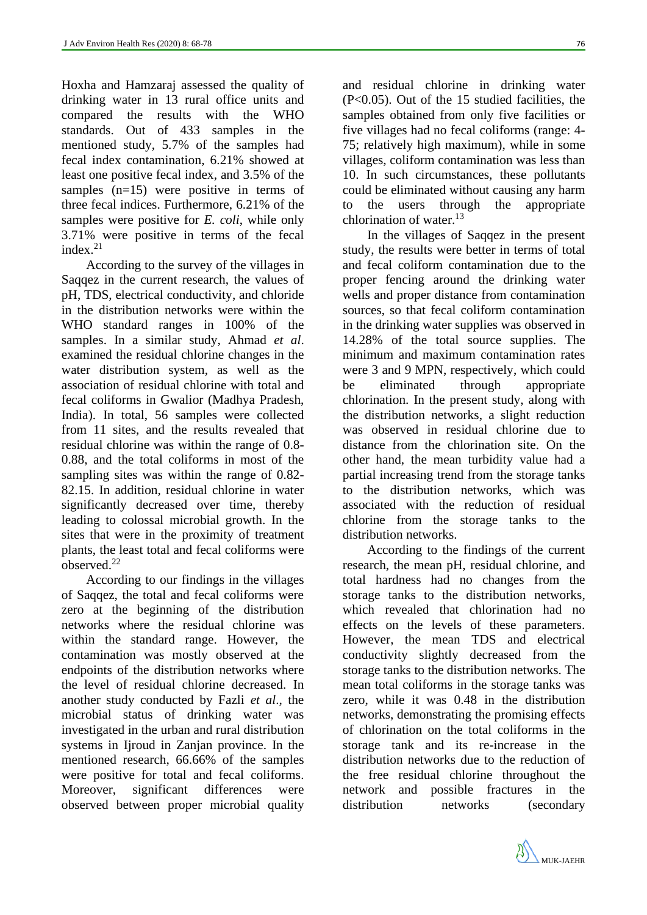Hoxha and Hamzaraj assessed the quality of drinking water in 13 rural office units and compared the results with the WHO standards. Out of 433 samples in the mentioned study, 5.7% of the samples had fecal index contamination, 6.21% showed at least one positive fecal index, and 3.5% of the samples (n=15) were positive in terms of three fecal indices. Furthermore, 6.21% of the samples were positive for *E. coli*, while only 3.71% were positive in terms of the fecal index.[21]

According to the survey of the villages in Saqqez in the current research, the values of pH, TDS, electrical conductivity, and chloride in the distribution networks were within the WHO standard ranges in 100% of the samples. In a similar study, Ahmad *et al*. examined the residual chlorine changes in the water distribution system, as well as the association of residual chlorine with total and fecal coliforms in Gwalior (Madhya Pradesh, India). In total, 56 samples were collected from 11 sites, and the results revealed that residual chlorine was within the range of 0.8-0.88, and the total coliforms in most of the sampling sites was within the range of 0.82-82.15. In addition, residual chlorine in water significantly decreased over time, thereby leading to colossal microbial growth. In the sites that were in the proximity of treatment plants, the least total and fecal coliforms were observed.[22]

According to our findings in the villages of Saqqez, the total and fecal coliforms were zero at the beginning of the distribution networks where the residual chlorine was within the standard range. However, the contamination was mostly observed at the endpoints of the distribution networks where the level of residual chlorine decreased. In another study conducted by Fazli *et al*., the microbial status of drinking water was investigated in the urban and rural distribution systems in Ijroud in Zanjan province. In the mentioned research, 66.66% of the samples were positive for total and fecal coliforms. Moreover, significant differences were observed between proper microbial quality and residual chlorine in drinking water ($P<0.05$). Out of the 15 studied facilities, the samples obtained from only five facilities or five villages had no fecal coliforms (range: 4-75; relatively high maximum), while in some villages, coliform contamination was less than 10. In such circumstances, these pollutants could be eliminated without causing any harm to the users through the appropriate chlorination of water.[13]

In the villages of Saqqez in the present study, the results were better in terms of total and fecal coliform contamination due to the proper fencing around the drinking water wells and proper distance from contamination sources, so that fecal coliform contamination in the drinking water supplies was observed in 14.28% of the total source supplies. The minimum and maximum contamination rates were 3 and 9 MPN, respectively, which could be eliminated through appropriate chlorination. In the present study, along with the distribution networks, a slight reduction was observed in residual chlorine due to distance from the chlorination site. On the other hand, the mean turbidity value had a partial increasing trend from the storage tanks to the distribution networks, which was associated with the reduction of residual chlorine from the storage tanks to the distribution networks.

According to the findings of the current research, the mean pH, residual chlorine, and total hardness had no changes from the storage tanks to the distribution networks, which revealed that chlorination had no effects on the levels of these parameters. However, the mean TDS and electrical conductivity slightly decreased from the storage tanks to the distribution networks. The mean total coliforms in the storage tanks was zero, while it was 0.48 in the distribution networks, demonstrating the promising effects of chlorination on the total coliforms in the storage tank and its re-increase in the distribution networks due to the reduction of the free residual chlorine throughout the network and possible fractures in the distribution networks (secondary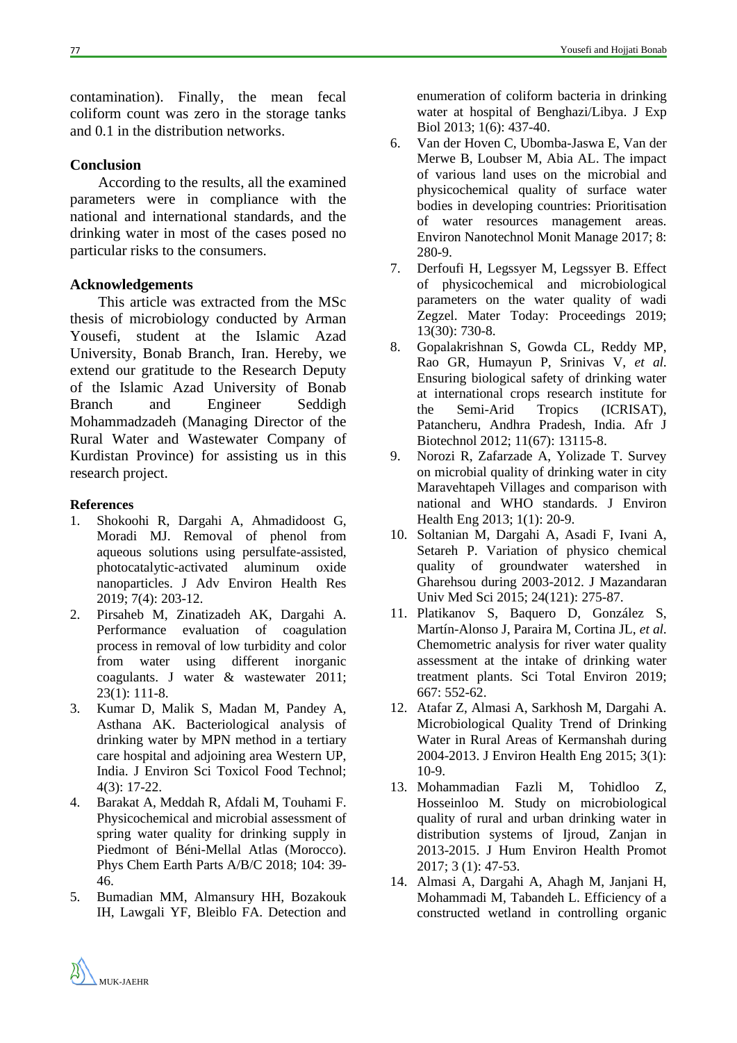contamination). Finally, the mean fecal coliform count was zero in the storage tanks and 0.1 in the distribution networks.

## Conclusion

According to the results, all the examined parameters were in compliance with the national and international standards, and the drinking water in most of the cases posed no particular risks to the consumers.

## Acknowledgements

This article was extracted from the MSc thesis of microbiology conducted by Arman Yousefi, student at the Islamic Azad University, Bonab Branch, Iran. Hereby, we extend our gratitude to the Research Deputy of the Islamic Azad University of Bonab Branch and Engineer Seddigh Mohammadzadeh (Managing Director of the Rural Water and Wastewater Company of Kurdistan Province) for assisting us in this research project.

## References

1. Shokoohi R, Dargahi A, Ahmadidoost G, Moradi MJ. Removal of phenol from aqueous solutions using persulfate-assisted, photocatalytic-activated aluminum oxide nanoparticles. J Adv Environ Health Res 2019; 7(4): 203-12.
2. Pirsaheb M, Zinatizadeh AK, Dargahi A. Performance evaluation of coagulation process in removal of low turbidity and color from water using different inorganic coagulants. J water & wastewater 2011; 23(1): 111-8.
3. Kumar D, Malik S, Madan M, Pandey A, Asthana AK. Bacteriological analysis of drinking water by MPN method in a tertiary care hospital and adjoining area Western UP, India. J Environ Sci Toxicol Food Technol; 4(3): 17-22.
4. Barakat A, Meddah R, Afdali M, Touhami F. Physicochemical and microbial assessment of spring water quality for drinking supply in Piedmont of Béni-Mellal Atlas (Morocco). Phys Chem Earth Parts A/B/C 2018; 104: 39-46.
5. Bumadian MM, Almansury HH, Bozakouk IH, Lawgali YF, Bleiblo FA. Detection and enumeration of coliform bacteria in drinking water at hospital of Benghazi/Libya. J Exp Biol 2013; 1(6): 437-40.
6. Van der Hoven C, Ubomba-Jaswa E, Van der Merwe B, Loubser M, Abia AL. The impact of various land uses on the microbial and physicochemical quality of surface water bodies in developing countries: Prioritisation of water resources management areas. Environ Nanotechnol Monit Manage 2017; 8: 280-9.
7. Derfoufi H, Legssyer M, Legssyer B. Effect of physicochemical and microbiological parameters on the water quality of wadi Zegzel. Mater Today: Proceedings 2019; 13(30): 730-8.
8. Gopalakrishnan S, Gowda CL, Reddy MP, Rao GR, Humayun P, Srinivas V, *et al.* Ensuring biological safety of drinking water at international crops research institute for the Semi-Arid Tropics (ICRISAT), Patancheru, Andhra Pradesh, India. Afr J Biotechnol 2012; 11(67): 13115-8.
9. Norozi R, Zafarzade A, Yolizade T. Survey on microbial quality of drinking water in city Maravehtapeh Villages and comparison with national and WHO standards. J Environ Health Eng 2013; 1(1): 20-9.
10. Soltanian M, Dargahi A, Asadi F, Ivani A, Setareh P. Variation of physico chemical quality of groundwater watershed in Gharehsou during 2003-2012. J Mazandaran Univ Med Sci 2015; 24(121): 275-87.
11. Platikanov S, Baquero D, González S, Martín-Alonso J, Paraira M, Cortina JL, *et al.* Chemometric analysis for river water quality assessment at the intake of drinking water treatment plants. Sci Total Environ 2019; 667: 552-62.
12. Atafar Z, Almasi A, Sarkhosh M, Dargahi A. Microbiological Quality Trend of Drinking Water in Rural Areas of Kermanshah during 2004-2013. J Environ Health Eng 2015; 3(1): 10-9.
13. Mohammadian Fazli M, Tohidloo Z, Hosseinloo M. Study on microbiological quality of rural and urban drinking water in distribution systems of Ijroud, Zanjan in 2013-2015. J Hum Environ Health Promot 2017; 3 (1): 47-53.
14. Almasi A, Dargahi A, Ahagh M, Janjani H, Mohammadi M, Tabandeh L. Efficiency of a constructed wetland in controlling organic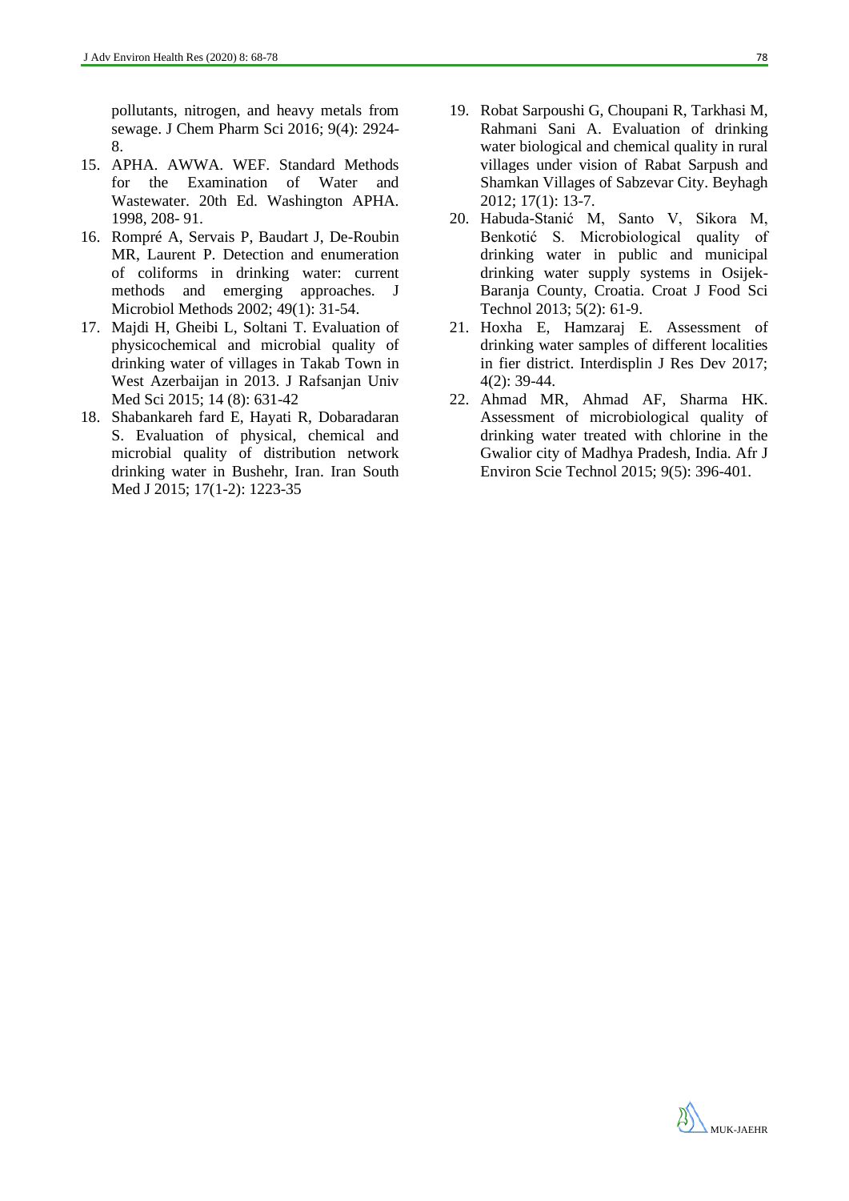pollutants, nitrogen, and heavy metals from sewage. J Chem Pharm Sci 2016; 9(4): 2924-8.

15. APHA. AWWA. WEF. Standard Methods for the Examination of Water and Wastewater. 20th Ed. Washington APHA. 1998, 208- 91.
16. Rompré A, Servais P, Baudart J, De-Roubin MR, Laurent P. Detection and enumeration of coliforms in drinking water: current methods and emerging approaches. J Microbiol Methods 2002; 49(1): 31-54.
17. Majdi H, Gheibi L, Soltani T. Evaluation of physicochemical and microbial quality of drinking water of villages in Takab Town in West Azerbaijan in 2013. J Rafsanjan Univ Med Sci 2015; 14 (8): 631-42
18. Shabankareh fard E, Hayati R, Dobaradaran S. Evaluation of physical, chemical and microbial quality of distribution network drinking water in Bushehr, Iran. Iran South Med J 2015; 17(1-2): 1223-35
19. Robat Sarpoushi G, Choupani R, Tarkhasi M, Rahmani Sani A. Evaluation of drinking water biological and chemical quality in rural villages under vision of Rabat Sarpush and Shamkan Villages of Sabzevar City. Beyhagh 2012; 17(1): 13-7.
20. Habuda-Stanić M, Santo V, Sikora M, Benkotić S. Microbiological quality of drinking water in public and municipal drinking water supply systems in Osijek-Baranja County, Croatia. Croat J Food Sci Technol 2013; 5(2): 61-9.
21. Hoxha E, Hamzaraj E. Assessment of drinking water samples of different localities in fier district. Interdisplin J Res Dev 2017; 4(2): 39-44.
22. Ahmad MR, Ahmad AF, Sharma HK. Assessment of microbiological quality of drinking water treated with chlorine in the Gwalior city of Madhya Pradesh, India. Afr J Environ Scie Technol 2015; 9(5): 396-401.